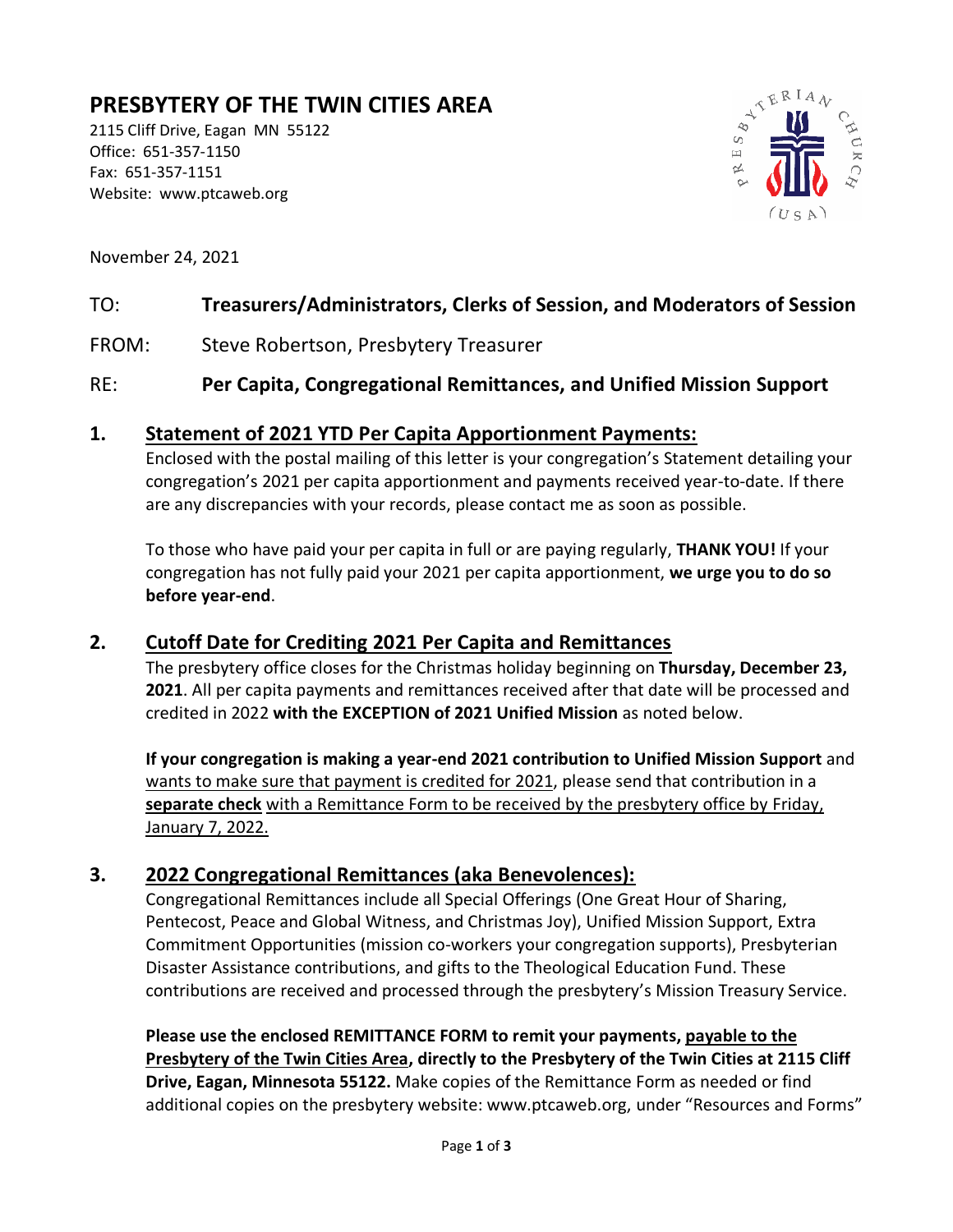# PRESBYTERY OF THE TWIN CITIES AREA

2115 Cliff Drive, Eagan MN 55122
Office: 651-357-1150
Fax: 651-357-1151
Website: www.ptcaweb.org

November 24, 2021

TO: **Treasurers/Administrators, Clerks of Session, and Moderators of Session**

FROM: Steve Robertson, Presbytery Treasurer

RE: **Per Capita, Congregational Remittances, and Unified Mission Support**

## 1. Statement of 2021 YTD Per Capita Apportionment Payments:

Enclosed with the postal mailing of this letter is your congregation's Statement detailing your congregation's 2021 per capita apportionment and payments received year-to-date. If there are any discrepancies with your records, please contact me as soon as possible.

To those who have paid your per capita in full or are paying regularly, **THANK YOU!** If your congregation has not fully paid your 2021 per capita apportionment, **we urge you to do so before year-end**.

## 2. Cutoff Date for Crediting 2021 Per Capita and Remittances

The presbytery office closes for the Christmas holiday beginning on **Thursday, December 23, 2021**. All per capita payments and remittances received after that date will be processed and credited in 2022 **with the EXCEPTION of 2021 Unified Mission** as noted below.

**If your congregation is making a year-end 2021 contribution to Unified Mission Support** and wants to make sure that payment is credited for 2021, please send that contribution in a **separate check** with a Remittance Form to be received by the presbytery office by Friday, January 7, 2022.

## 3. 2022 Congregational Remittances (aka Benevolences):

Congregational Remittances include all Special Offerings (One Great Hour of Sharing, Pentecost, Peace and Global Witness, and Christmas Joy), Unified Mission Support, Extra Commitment Opportunities (mission co-workers your congregation supports), Presbyterian Disaster Assistance contributions, and gifts to the Theological Education Fund. These contributions are received and processed through the presbytery's Mission Treasury Service.

**Please use the enclosed REMITTANCE FORM to remit your payments, payable to the Presbytery of the Twin Cities Area, directly to the Presbytery of the Twin Cities at 2115 Cliff Drive, Eagan, Minnesota 55122.** Make copies of the Remittance Form as needed or find additional copies on the presbytery website: www.ptcaweb.org, under "Resources and Forms"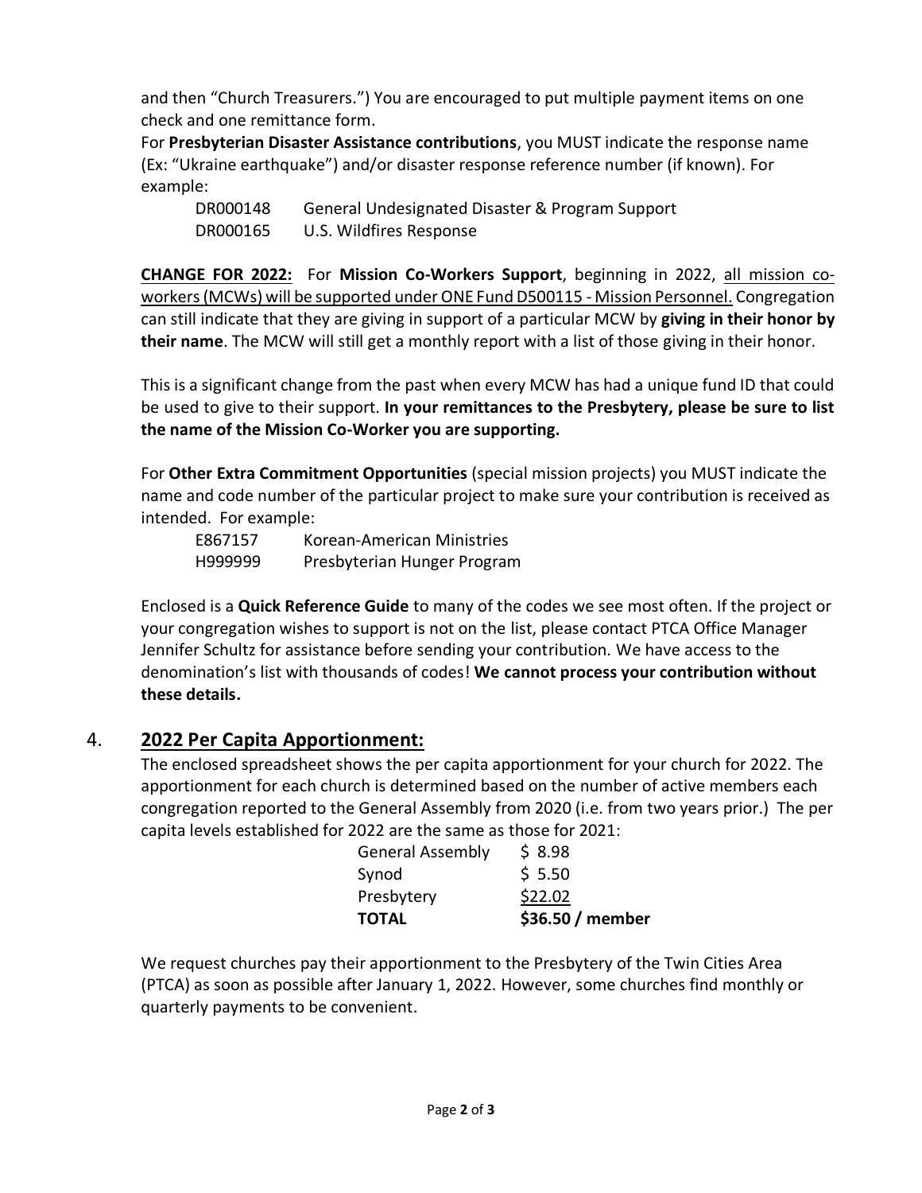and then "Church Treasurers.") You are encouraged to put multiple payment items on one check and one remittance form.

For **Presbyterian Disaster Assistance contributions**, you MUST indicate the response name (Ex: "Ukraine earthquake") and/or disaster response reference number (if known). For example:

| | |
|---|---|
| DR000148 | General Undesignated Disaster & Program Support |
| DR000165 | U.S. Wildfires Response |

**CHANGE FOR 2022:** For **Mission Co-Workers Support**, beginning in 2022, all mission co-workers (MCWs) will be supported under ONE Fund D500115 - Mission Personnel. Congregation can still indicate that they are giving in support of a particular MCW by **giving in their honor by their name**. The MCW will still get a monthly report with a list of those giving in their honor.

This is a significant change from the past when every MCW has had a unique fund ID that could be used to give to their support. **In your remittances to the Presbytery, please be sure to list the name of the Mission Co-Worker you are supporting.**

For **Other Extra Commitment Opportunities** (special mission projects) you MUST indicate the name and code number of the particular project to make sure your contribution is received as intended. For example:

| | |
|---|---|
| E867157 | Korean-American Ministries |
| H999999 | Presbyterian Hunger Program |

Enclosed is a **Quick Reference Guide** to many of the codes we see most often. If the project or your congregation wishes to support is not on the list, please contact PTCA Office Manager Jennifer Schultz for assistance before sending your contribution. We have access to the denomination's list with thousands of codes! **We cannot process your contribution without these details.**

## 4. 2022 Per Capita Apportionment:

The enclosed spreadsheet shows the per capita apportionment for your church for 2022. The apportionment for each church is determined based on the number of active members each congregation reported to the General Assembly from 2020 (i.e. from two years prior.) The per capita levels established for 2022 are the same as those for 2021:

| | |
|---|---|
| General Assembly | $ 8.98 |
| Synod | $ 5.50 |
| Presbytery | $22.02 |
| **TOTAL** | **$36.50 / member** |

We request churches pay their apportionment to the Presbytery of the Twin Cities Area (PTCA) as soon as possible after January 1, 2022. However, some churches find monthly or quarterly payments to be convenient.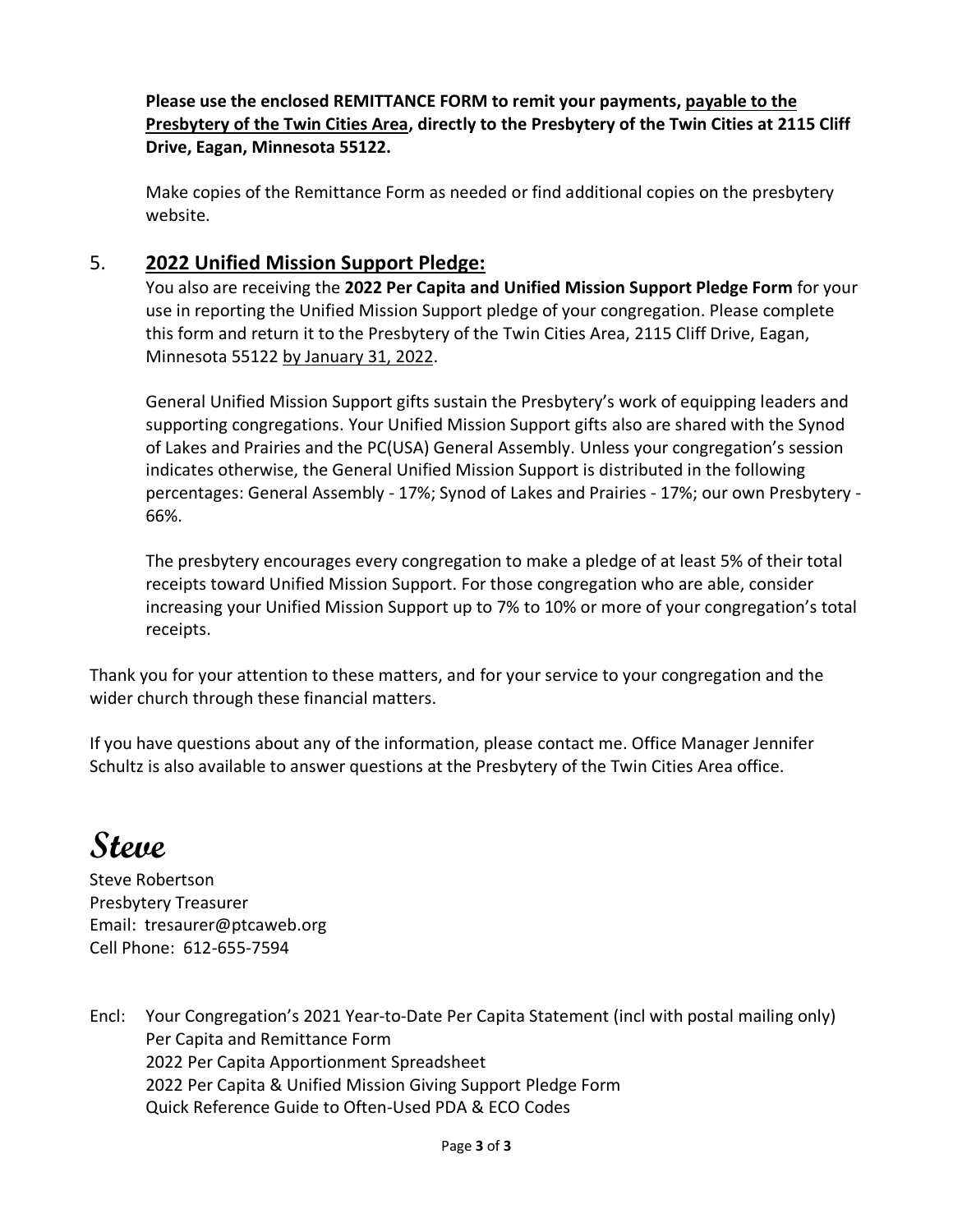**Please use the enclosed REMITTANCE FORM to remit your payments, payable to the Presbytery of the Twin Cities Area, directly to the Presbytery of the Twin Cities at 2115 Cliff Drive, Eagan, Minnesota 55122.**

Make copies of the Remittance Form as needed or find additional copies on the presbytery website.

## 5. 2022 Unified Mission Support Pledge:

You also are receiving the **2022 Per Capita and Unified Mission Support Pledge Form** for your use in reporting the Unified Mission Support pledge of your congregation. Please complete this form and return it to the Presbytery of the Twin Cities Area, 2115 Cliff Drive, Eagan, Minnesota 55122 by January 31, 2022.

General Unified Mission Support gifts sustain the Presbytery's work of equipping leaders and supporting congregations. Your Unified Mission Support gifts also are shared with the Synod of Lakes and Prairies and the PC(USA) General Assembly. Unless your congregation's session indicates otherwise, the General Unified Mission Support is distributed in the following percentages: General Assembly - 17%; Synod of Lakes and Prairies - 17%; our own Presbytery - 66%.

The presbytery encourages every congregation to make a pledge of at least 5% of their total receipts toward Unified Mission Support. For those congregation who are able, consider increasing your Unified Mission Support up to 7% to 10% or more of your congregation's total receipts.

Thank you for your attention to these matters, and for your service to your congregation and the wider church through these financial matters.

If you have questions about any of the information, please contact me. Office Manager Jennifer Schultz is also available to answer questions at the Presbytery of the Twin Cities Area office.

***Steve***

Steve Robertson
Presbytery Treasurer
Email: tresaurer@ptcaweb.org
Cell Phone: 612-655-7594

Encl: Your Congregation's 2021 Year-to-Date Per Capita Statement (incl with postal mailing only)
Per Capita and Remittance Form
2022 Per Capita Apportionment Spreadsheet
2022 Per Capita & Unified Mission Giving Support Pledge Form
Quick Reference Guide to Often-Used PDA & ECO Codes